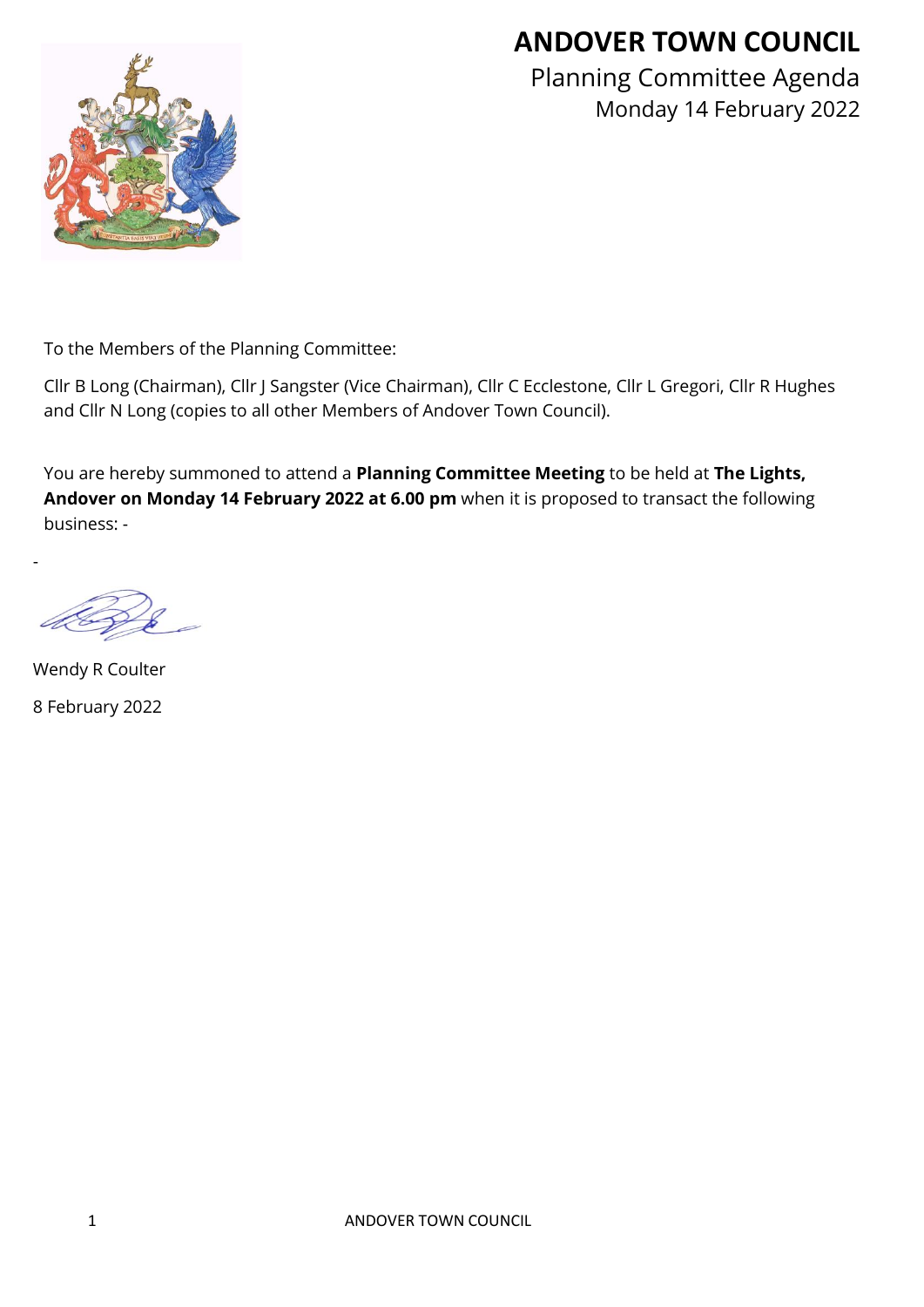# ANDOVER TOWN COUNCIL

## Planning Committee Agenda

Monday 14 February 2022

To the Members of the Planning Committee:

Cllr B Long (Chairman), Cllr J Sangster (Vice Chairman), Cllr C Ecclestone, Cllr L Gregori, Cllr R Hughes and Cllr N Long (copies to all other Members of Andover Town Council).

You are hereby summoned to attend a **Planning Committee Meeting** to be held at **The Lights, Andover on Monday 14 February 2022 at 6.00 pm** when it is proposed to transact the following business: -

-

Wendy R Coulter

8 February 2022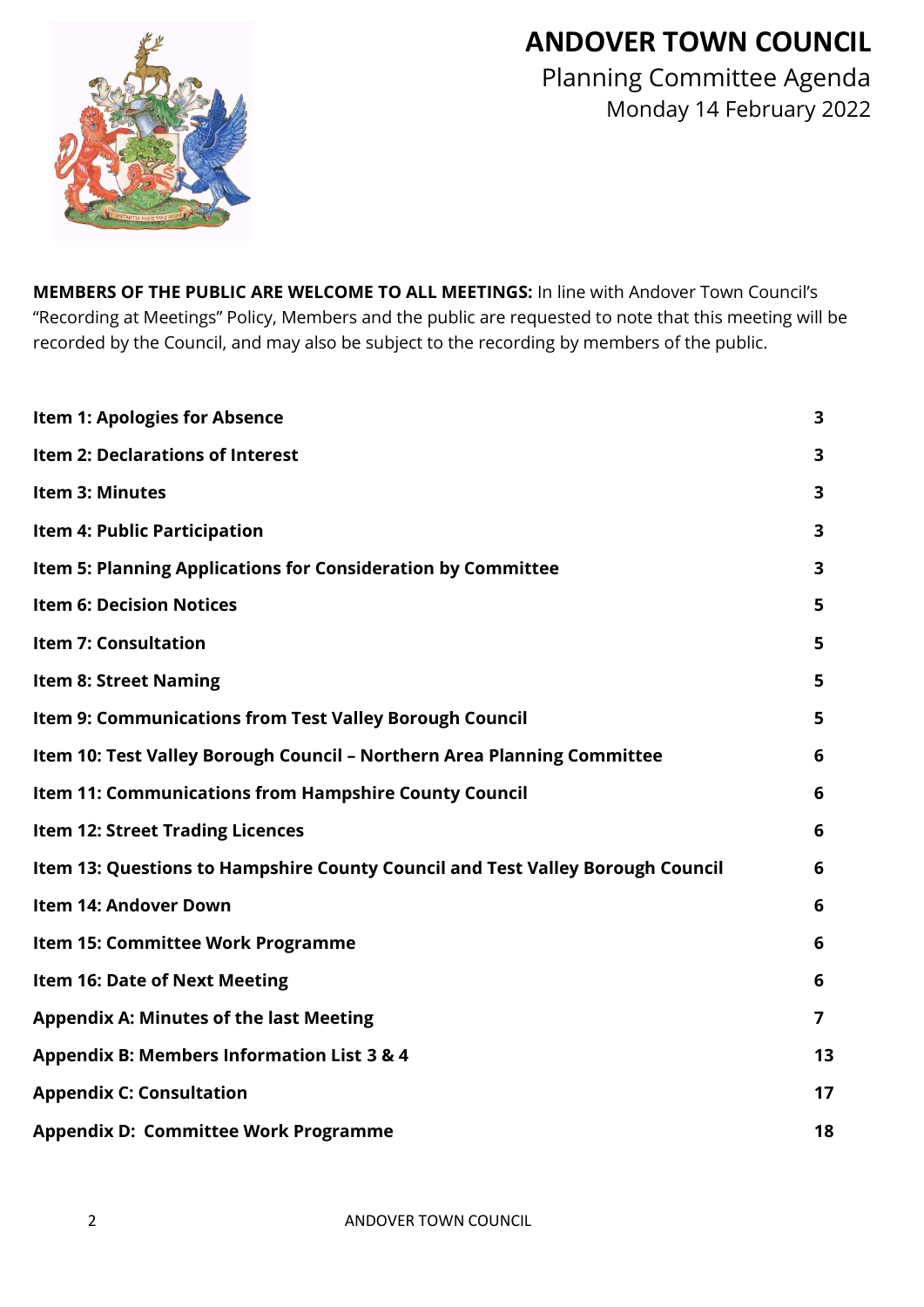# ANDOVER TOWN COUNCIL

Planning Committee Agenda

Monday 14 February 2022

**MEMBERS OF THE PUBLIC ARE WELCOME TO ALL MEETINGS:** In line with Andover Town Council's "Recording at Meetings" Policy, Members and the public are requested to note that this meeting will be recorded by the Council, and may also be subject to the recording by members of the public.

| | |
|---|---|
| **Item 1: Apologies for Absence** | **3** |
| **Item 2: Declarations of Interest** | **3** |
| **Item 3: Minutes** | **3** |
| **Item 4: Public Participation** | **3** |
| **Item 5: Planning Applications for Consideration by Committee** | **3** |
| **Item 6: Decision Notices** | **5** |
| **Item 7: Consultation** | **5** |
| **Item 8: Street Naming** | **5** |
| **Item 9: Communications from Test Valley Borough Council** | **5** |
| **Item 10: Test Valley Borough Council – Northern Area Planning Committee** | **6** |
| **Item 11: Communications from Hampshire County Council** | **6** |
| **Item 12: Street Trading Licences** | **6** |
| **Item 13: Questions to Hampshire County Council and Test Valley Borough Council** | **6** |
| **Item 14: Andover Down** | **6** |
| **Item 15: Committee Work Programme** | **6** |
| **Item 16: Date of Next Meeting** | **6** |
| **Appendix A: Minutes of the last Meeting** | **7** |
| **Appendix B: Members Information List 3 & 4** | **13** |
| **Appendix C: Consultation** | **17** |
| **Appendix D: Committee Work Programme** | **18** |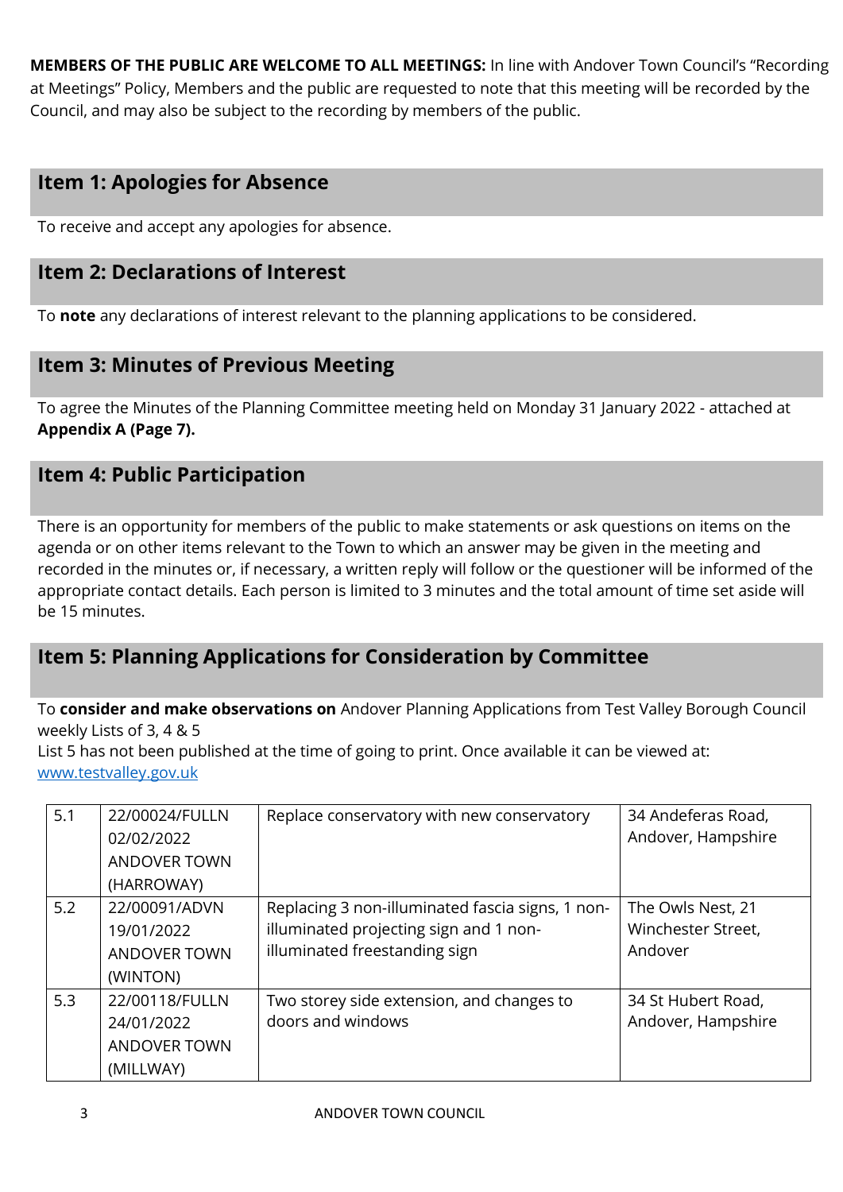**MEMBERS OF THE PUBLIC ARE WELCOME TO ALL MEETINGS:** In line with Andover Town Council's "Recording at Meetings" Policy, Members and the public are requested to note that this meeting will be recorded by the Council, and may also be subject to the recording by members of the public.

## Item 1: Apologies for Absence

To receive and accept any apologies for absence.

## Item 2: Declarations of Interest

To **note** any declarations of interest relevant to the planning applications to be considered.

## Item 3: Minutes of Previous Meeting

To agree the Minutes of the Planning Committee meeting held on Monday 31 January 2022 - attached at **Appendix A (Page 7).**

## Item 4: Public Participation

There is an opportunity for members of the public to make statements or ask questions on items on the agenda or on other items relevant to the Town to which an answer may be given in the meeting and recorded in the minutes or, if necessary, a written reply will follow or the questioner will be informed of the appropriate contact details. Each person is limited to 3 minutes and the total amount of time set aside will be 15 minutes.

## Item 5: Planning Applications for Consideration by Committee

To **consider and make observations on** Andover Planning Applications from Test Valley Borough Council weekly Lists of 3, 4 & 5
List 5 has not been published at the time of going to print. Once available it can be viewed at: www.testvalley.gov.uk

| | | | |
|---|---|---|---|
| 5.1 | 22/00024/FULLN 02/02/2022 ANDOVER TOWN (HARROWAY) | Replace conservatory with new conservatory | 34 Andeferas Road, Andover, Hampshire |
| 5.2 | 22/00091/ADVN 19/01/2022 ANDOVER TOWN (WINTON) | Replacing 3 non-illuminated fascia signs, 1 non-illuminated projecting sign and 1 non-illuminated freestanding sign | The Owls Nest, 21 Winchester Street, Andover |
| 5.3 | 22/00118/FULLN 24/01/2022 ANDOVER TOWN (MILLWAY) | Two storey side extension, and changes to doors and windows | 34 St Hubert Road, Andover, Hampshire |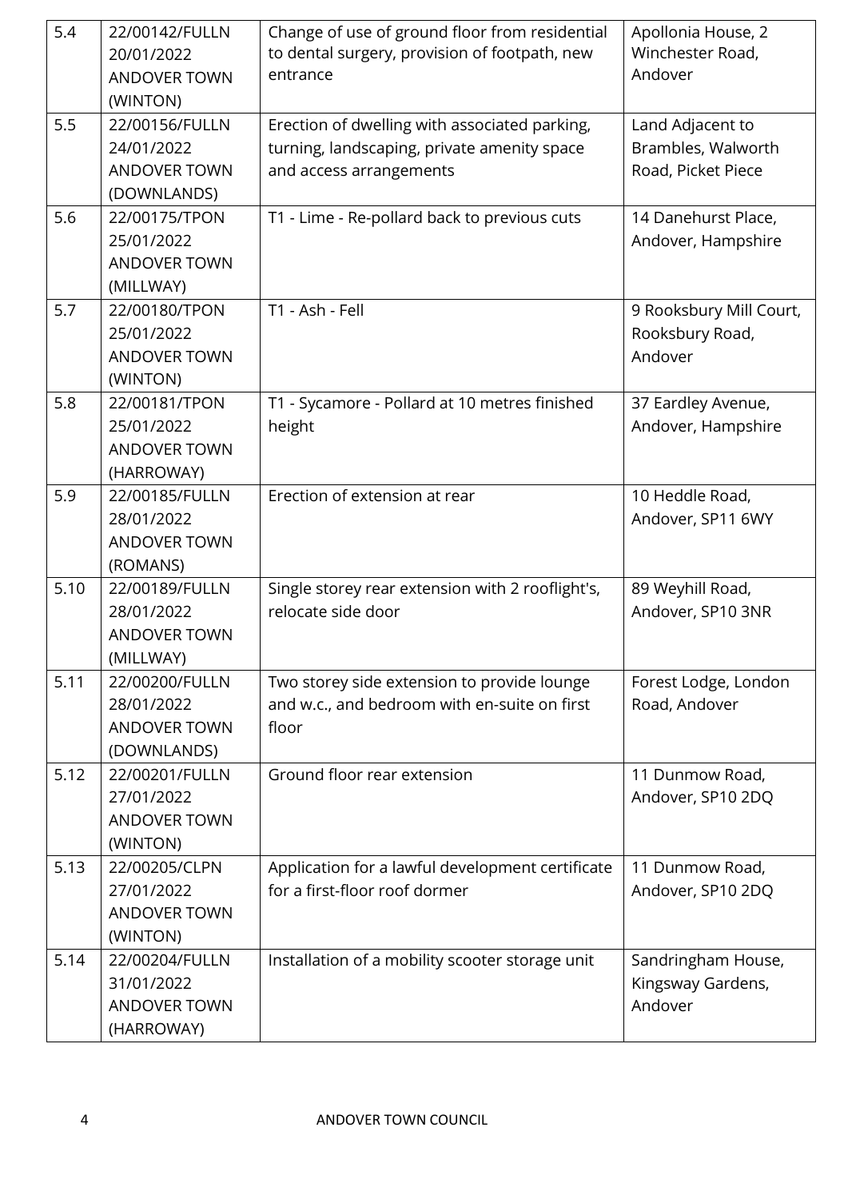| 5.4 | 22/00142/FULLN 20/01/2022 ANDOVER TOWN (WINTON) | Change of use of ground floor from residential to dental surgery, provision of footpath, new entrance | Apollonia House, 2 Winchester Road, Andover |
|---|---|---|---|
| 5.5 | 22/00156/FULLN 24/01/2022 ANDOVER TOWN (DOWNLANDS) | Erection of dwelling with associated parking, turning, landscaping, private amenity space and access arrangements | Land Adjacent to Brambles, Walworth Road, Picket Piece |
| 5.6 | 22/00175/TPON 25/01/2022 ANDOVER TOWN (MILLWAY) | T1 - Lime - Re-pollard back to previous cuts | 14 Danehurst Place, Andover, Hampshire |
| 5.7 | 22/00180/TPON 25/01/2022 ANDOVER TOWN (WINTON) | T1 - Ash - Fell | 9 Rooksbury Mill Court, Rooksbury Road, Andover |
| 5.8 | 22/00181/TPON 25/01/2022 ANDOVER TOWN (HARROWAY) | T1 - Sycamore - Pollard at 10 metres finished height | 37 Eardley Avenue, Andover, Hampshire |
| 5.9 | 22/00185/FULLN 28/01/2022 ANDOVER TOWN (ROMANS) | Erection of extension at rear | 10 Heddle Road, Andover, SP11 6WY |
| 5.10 | 22/00189/FULLN 28/01/2022 ANDOVER TOWN (MILLWAY) | Single storey rear extension with 2 rooflight's, relocate side door | 89 Weyhill Road, Andover, SP10 3NR |
| 5.11 | 22/00200/FULLN 28/01/2022 ANDOVER TOWN (DOWNLANDS) | Two storey side extension to provide lounge and w.c., and bedroom with en-suite on first floor | Forest Lodge, London Road, Andover |
| 5.12 | 22/00201/FULLN 27/01/2022 ANDOVER TOWN (WINTON) | Ground floor rear extension | 11 Dunmow Road, Andover, SP10 2DQ |
| 5.13 | 22/00205/CLPN 27/01/2022 ANDOVER TOWN (WINTON) | Application for a lawful development certificate for a first-floor roof dormer | 11 Dunmow Road, Andover, SP10 2DQ |
| 5.14 | 22/00204/FULLN 31/01/2022 ANDOVER TOWN (HARROWAY) | Installation of a mobility scooter storage unit | Sandringham House, Kingsway Gardens, Andover |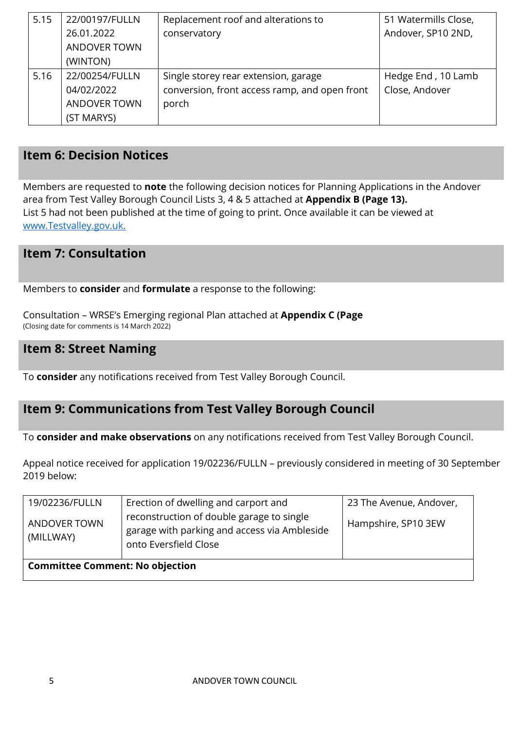| 5.15 | 22/00197/FULLN 26.01.2022 ANDOVER TOWN (WINTON) | Replacement roof and alterations to conservatory | 51 Watermills Close, Andover, SP10 2ND, |
|---|---|---|---|
| 5.16 | 22/00254/FULLN 04/02/2022 ANDOVER TOWN (ST MARYS) | Single storey rear extension, garage conversion, front access ramp, and open front porch | Hedge End , 10 Lamb Close, Andover |

## Item 6: Decision Notices

Members are requested to **note** the following decision notices for Planning Applications in the Andover area from Test Valley Borough Council Lists 3, 4 & 5 attached at **Appendix B (Page 13).**
List 5 had not been published at the time of going to print. Once available it can be viewed at [www.Testvalley.gov.uk.](www.Testvalley.gov.uk.)

## Item 7: Consultation

Members to **consider** and **formulate** a response to the following:

Consultation – WRSE's Emerging regional Plan attached at **Appendix C (Page**
(Closing date for comments is 14 March 2022)

## Item 8: Street Naming

To **consider** any notifications received from Test Valley Borough Council.

## Item 9: Communications from Test Valley Borough Council

To **consider and make observations** on any notifications received from Test Valley Borough Council.

Appeal notice received for application 19/02236/FULLN – previously considered in meeting of 30 September 2019 below:

| 19/02236/FULLN ANDOVER TOWN (MILLWAY) | Erection of dwelling and carport and reconstruction of double garage to single garage with parking and access via Ambleside onto Eversfield Close | 23 The Avenue, Andover, Hampshire, SP10 3EW |
|---|---|---|
| **Committee Comment: No objection** | | |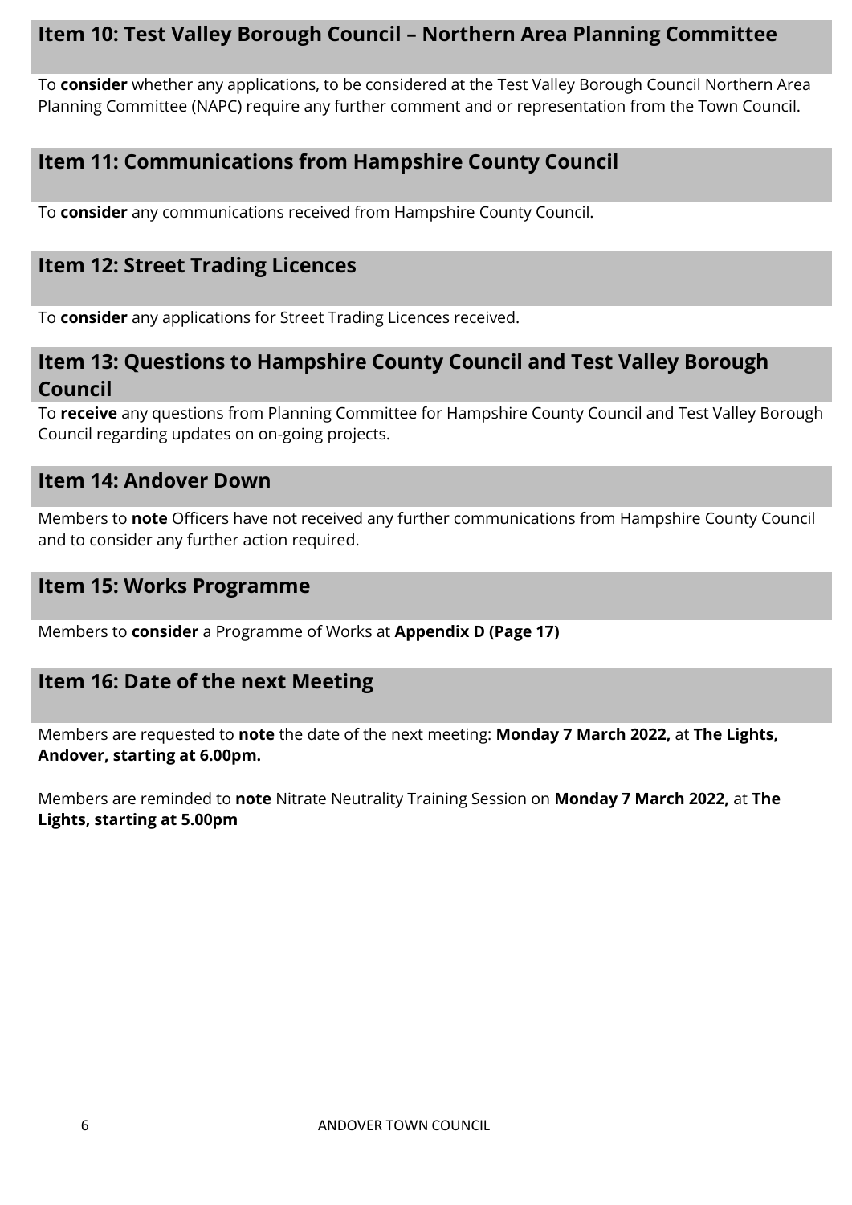## Item 10: Test Valley Borough Council – Northern Area Planning Committee

To **consider** whether any applications, to be considered at the Test Valley Borough Council Northern Area Planning Committee (NAPC) require any further comment and or representation from the Town Council.

## Item 11: Communications from Hampshire County Council

To **consider** any communications received from Hampshire County Council.

## Item 12: Street Trading Licences

To **consider** any applications for Street Trading Licences received.

## Item 13: Questions to Hampshire County Council and Test Valley Borough Council

To **receive** any questions from Planning Committee for Hampshire County Council and Test Valley Borough Council regarding updates on on-going projects.

## Item 14: Andover Down

Members to **note** Officers have not received any further communications from Hampshire County Council and to consider any further action required.

## Item 15: Works Programme

Members to **consider** a Programme of Works at **Appendix D (Page 17)**

## Item 16: Date of the next Meeting

Members are requested to **note** the date of the next meeting: **Monday 7 March 2022,** at **The Lights, Andover, starting at 6.00pm.**

Members are reminded to **note** Nitrate Neutrality Training Session on **Monday 7 March 2022,** at **The Lights, starting at 5.00pm**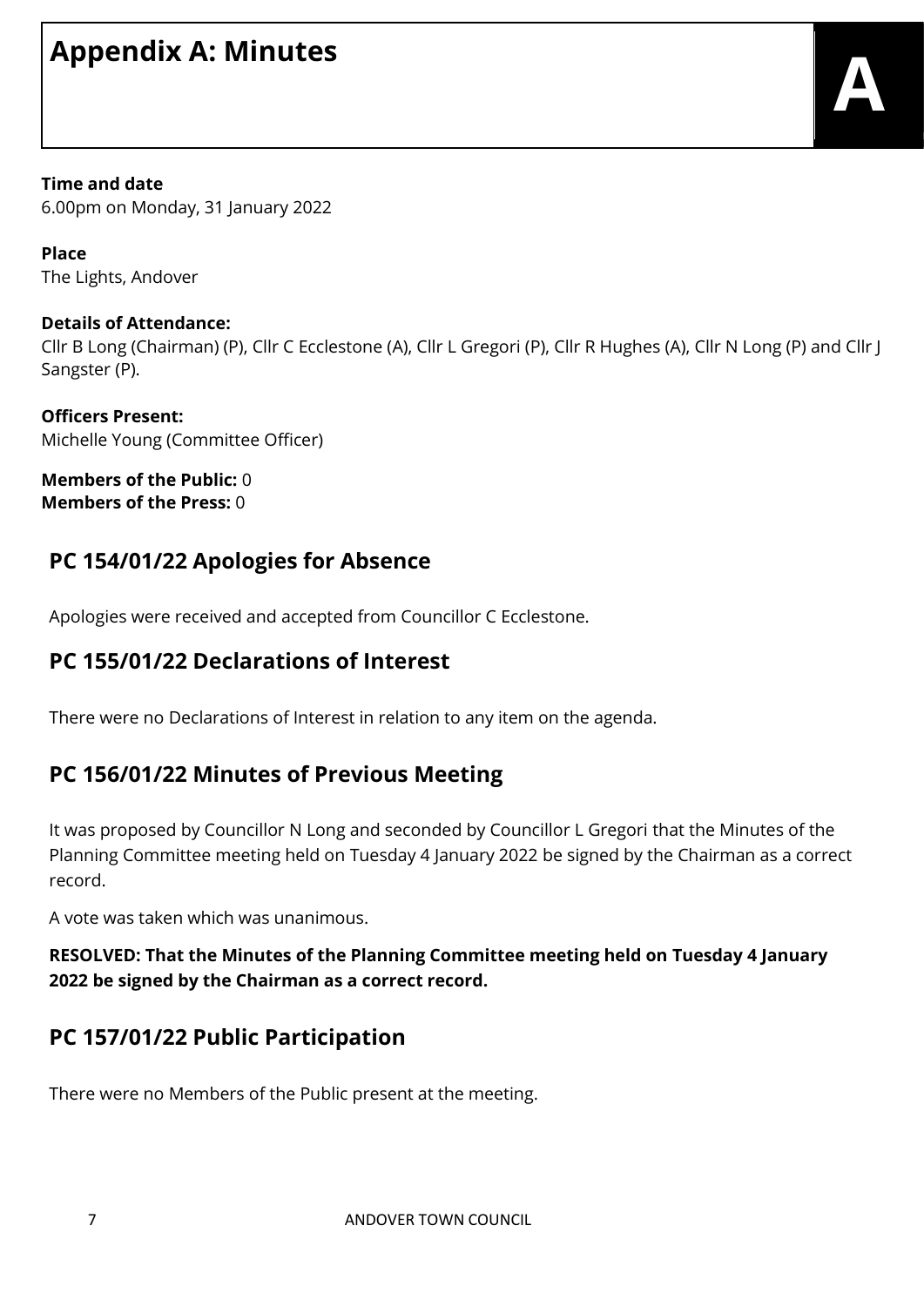# Appendix A: Minutes

**Time and date**
6.00pm on Monday, 31 January 2022

**Place**
The Lights, Andover

**Details of Attendance:**
Cllr B Long (Chairman) (P), Cllr C Ecclestone (A), Cllr L Gregori (P), Cllr R Hughes (A), Cllr N Long (P) and Cllr J Sangster (P).

**Officers Present:**
Michelle Young (Committee Officer)

**Members of the Public:** 0
**Members of the Press:** 0

## PC 154/01/22 Apologies for Absence

Apologies were received and accepted from Councillor C Ecclestone.

## PC 155/01/22 Declarations of Interest

There were no Declarations of Interest in relation to any item on the agenda.

## PC 156/01/22 Minutes of Previous Meeting

It was proposed by Councillor N Long and seconded by Councillor L Gregori that the Minutes of the Planning Committee meeting held on Tuesday 4 January 2022 be signed by the Chairman as a correct record.

A vote was taken which was unanimous.

**RESOLVED: That the Minutes of the Planning Committee meeting held on Tuesday 4 January 2022 be signed by the Chairman as a correct record.**

## PC 157/01/22 Public Participation

There were no Members of the Public present at the meeting.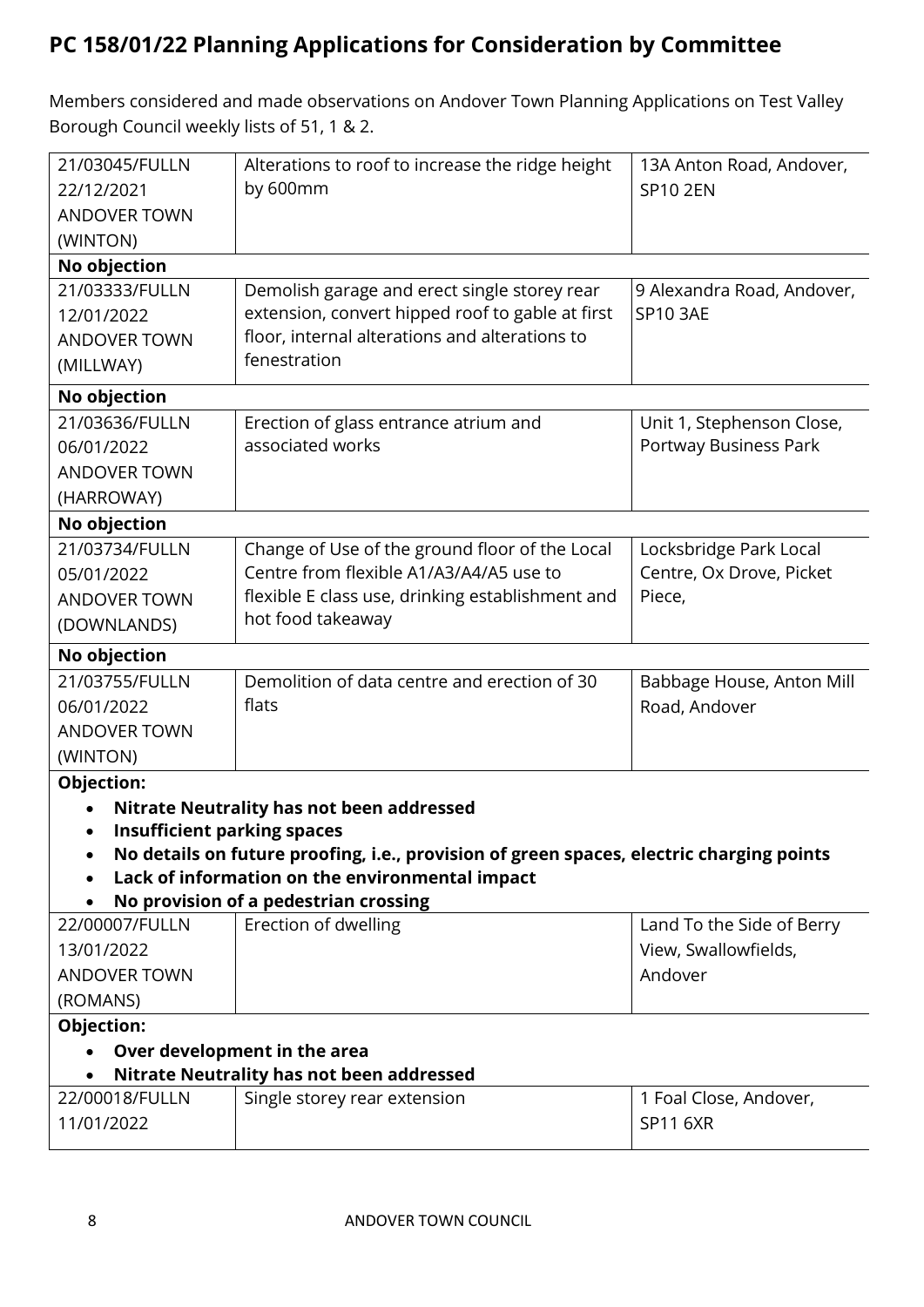## PC 158/01/22 Planning Applications for Consideration by Committee

Members considered and made observations on Andover Town Planning Applications on Test Valley Borough Council weekly lists of 51, 1 & 2.

| | | |
|---|---|---|
| 21/03045/FULLN<br>22/12/2021<br>ANDOVER TOWN<br>(WINTON) | Alterations to roof to increase the ridge height by 600mm | 13A Anton Road, Andover, SP10 2EN |
| **No objection** | | |
| 21/03333/FULLN<br>12/01/2022<br>ANDOVER TOWN<br>(MILLWAY) | Demolish garage and erect single storey rear extension, convert hipped roof to gable at first floor, internal alterations and alterations to fenestration | 9 Alexandra Road, Andover, SP10 3AE |
| **No objection** | | |
| 21/03636/FULLN<br>06/01/2022<br>ANDOVER TOWN<br>(HARROWAY) | Erection of glass entrance atrium and associated works | Unit 1, Stephenson Close, Portway Business Park |
| **No objection** | | |
| 21/03734/FULLN<br>05/01/2022<br>ANDOVER TOWN<br>(DOWNLANDS) | Change of Use of the ground floor of the Local Centre from flexible A1/A3/A4/A5 use to flexible E class use, drinking establishment and hot food takeaway | Locksbridge Park Local Centre, Ox Drove, Picket Piece, |
| **No objection** | | |
| 21/03755/FULLN<br>06/01/2022<br>ANDOVER TOWN<br>(WINTON) | Demolition of data centre and erection of 30 flats | Babbage House, Anton Mill Road, Andover |
| **Objection:**<br>• **Nitrate Neutrality has not been addressed**<br>• **Insufficient parking spaces**<br>• **No details on future proofing, i.e., provision of green spaces, electric charging points**<br>• **Lack of information on the environmental impact**<br>• **No provision of a pedestrian crossing** | | |
| 22/00007/FULLN<br>13/01/2022<br>ANDOVER TOWN<br>(ROMANS) | Erection of dwelling | Land To the Side of Berry View, Swallowfields, Andover |
| **Objection:**<br>• **Over development in the area**<br>• **Nitrate Neutrality has not been addressed** | | |
| 22/00018/FULLN<br>11/01/2022 | Single storey rear extension | 1 Foal Close, Andover, SP11 6XR |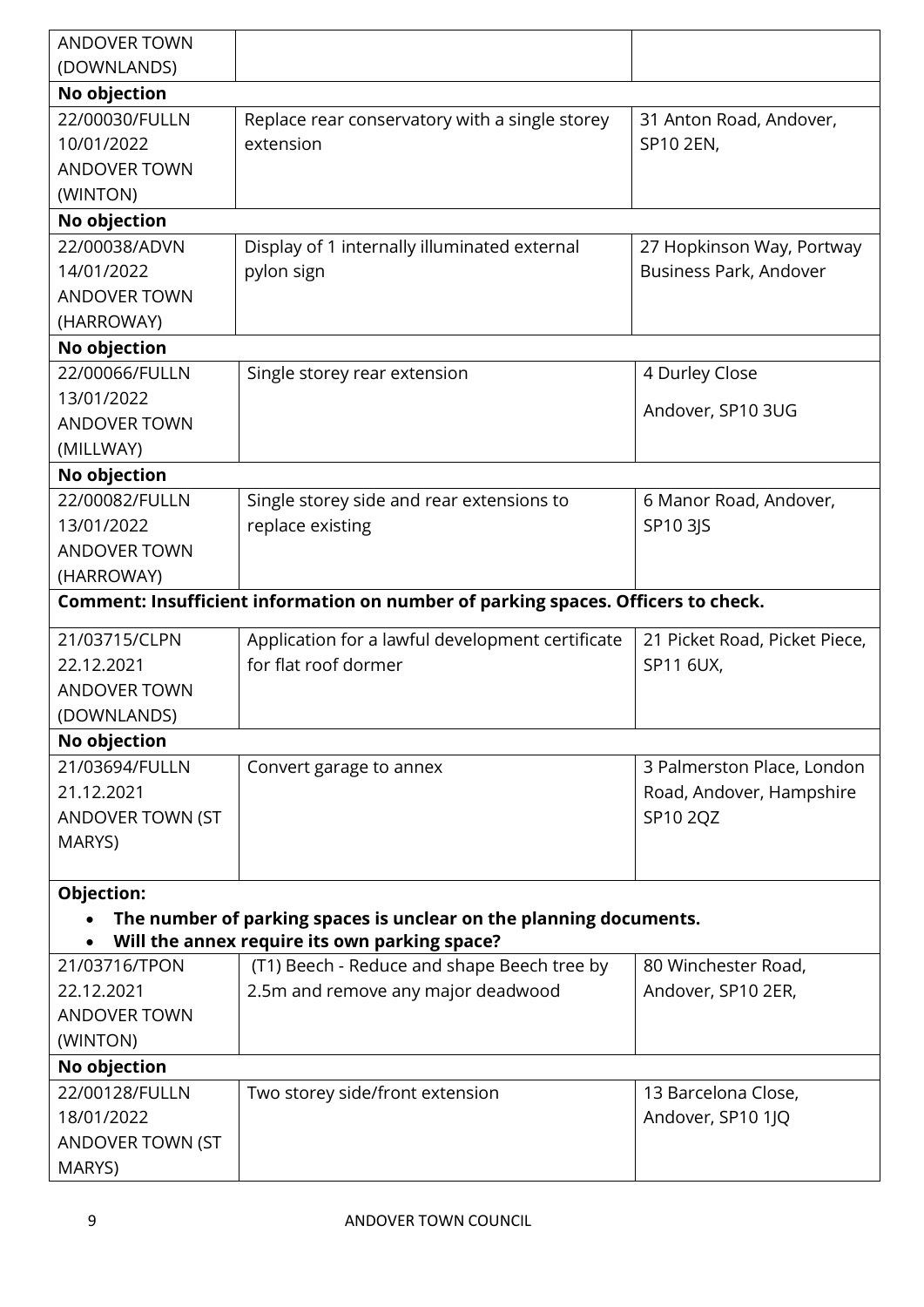| | | |
|---|---|---|
| ANDOVER TOWN (DOWNLANDS) | | |
| **No objection** | | |
| 22/00030/FULLN 10/01/2022 ANDOVER TOWN (WINTON) | Replace rear conservatory with a single storey extension | 31 Anton Road, Andover, SP10 2EN, |
| **No objection** | | |
| 22/00038/ADVN 14/01/2022 ANDOVER TOWN (HARROWAY) | Display of 1 internally illuminated external pylon sign | 27 Hopkinson Way, Portway Business Park, Andover |
| **No objection** | | |
| 22/00066/FULLN 13/01/2022 ANDOVER TOWN (MILLWAY) | Single storey rear extension | 4 Durley Close Andover, SP10 3UG |
| **No objection** | | |
| 22/00082/FULLN 13/01/2022 ANDOVER TOWN (HARROWAY) | Single storey side and rear extensions to replace existing | 6 Manor Road, Andover, SP10 3JS |
| **Comment: Insufficient information on number of parking spaces. Officers to check.** | | |
| 21/03715/CLPN 22.12.2021 ANDOVER TOWN (DOWNLANDS) | Application for a lawful development certificate for flat roof dormer | 21 Picket Road, Picket Piece, SP11 6UX, |
| **No objection** | | |
| 21/03694/FULLN 21.12.2021 ANDOVER TOWN (ST MARYS) | Convert garage to annex | 3 Palmerston Place, London Road, Andover, Hampshire SP10 2QZ |
| **Objection:** • **The number of parking spaces is unclear on the planning documents.** • **Will the annex require its own parking space?** | | |
| 21/03716/TPON 22.12.2021 ANDOVER TOWN (WINTON) | (T1) Beech - Reduce and shape Beech tree by 2.5m and remove any major deadwood | 80 Winchester Road, Andover, SP10 2ER, |
| **No objection** | | |
| 22/00128/FULLN 18/01/2022 ANDOVER TOWN (ST MARYS) | Two storey side/front extension | 13 Barcelona Close, Andover, SP10 1JQ |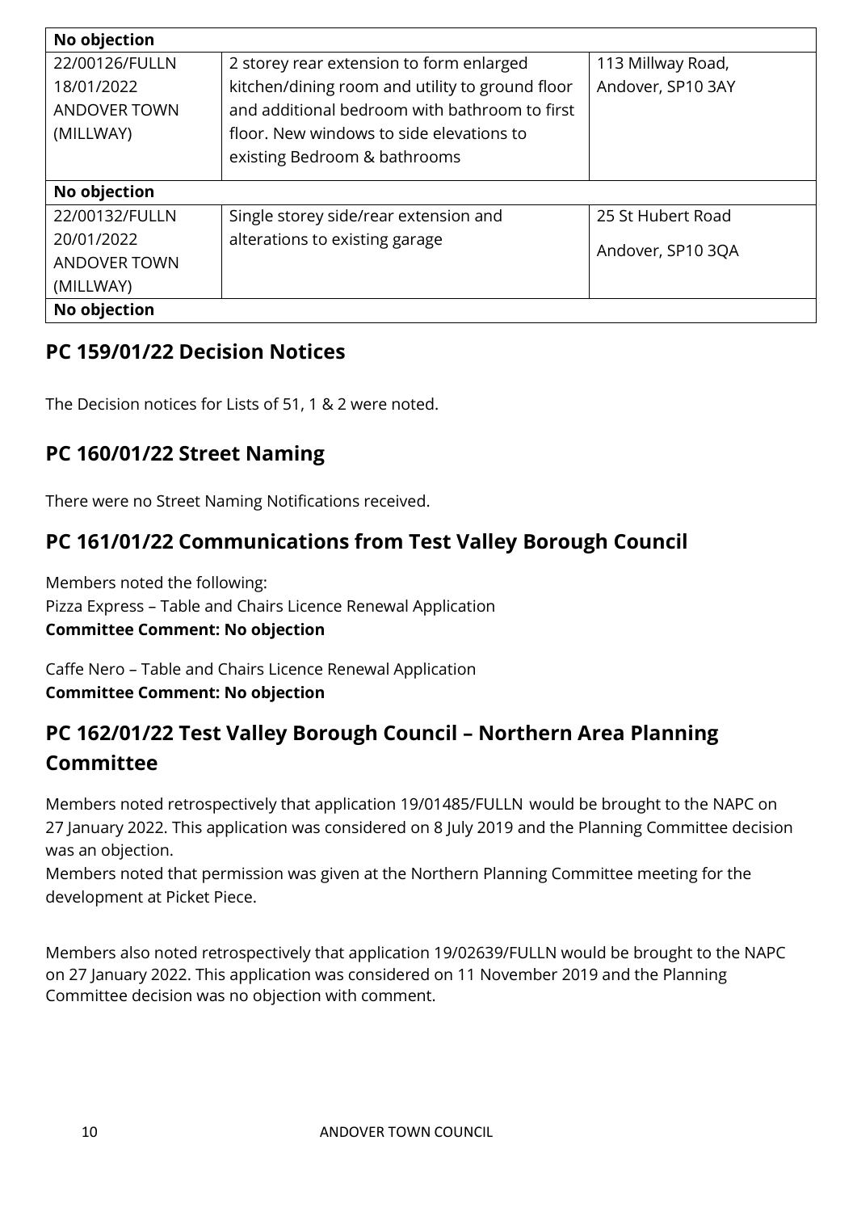| No objection | | |
|---|---|---|
| 22/00126/FULLN 18/01/2022 ANDOVER TOWN (MILLWAY) | 2 storey rear extension to form enlarged kitchen/dining room and utility to ground floor and additional bedroom with bathroom to first floor. New windows to side elevations to existing Bedroom & bathrooms | 113 Millway Road, Andover, SP10 3AY |
| **No objection** | | |
| 22/00132/FULLN 20/01/2022 ANDOVER TOWN (MILLWAY) | Single storey side/rear extension and alterations to existing garage | 25 St Hubert Road Andover, SP10 3QA |
| **No objection** | | |

## PC 159/01/22 Decision Notices

The Decision notices for Lists of 51, 1 & 2 were noted.

## PC 160/01/22 Street Naming

There were no Street Naming Notifications received.

## PC 161/01/22 Communications from Test Valley Borough Council

Members noted the following:
Pizza Express – Table and Chairs Licence Renewal Application
**Committee Comment: No objection**

Caffe Nero – Table and Chairs Licence Renewal Application
**Committee Comment: No objection**

## PC 162/01/22 Test Valley Borough Council – Northern Area Planning Committee

Members noted retrospectively that application 19/01485/FULLN would be brought to the NAPC on 27 January 2022. This application was considered on 8 July 2019 and the Planning Committee decision was an objection.
Members noted that permission was given at the Northern Planning Committee meeting for the development at Picket Piece.

Members also noted retrospectively that application 19/02639/FULLN would be brought to the NAPC on 27 January 2022. This application was considered on 11 November 2019 and the Planning Committee decision was no objection with comment.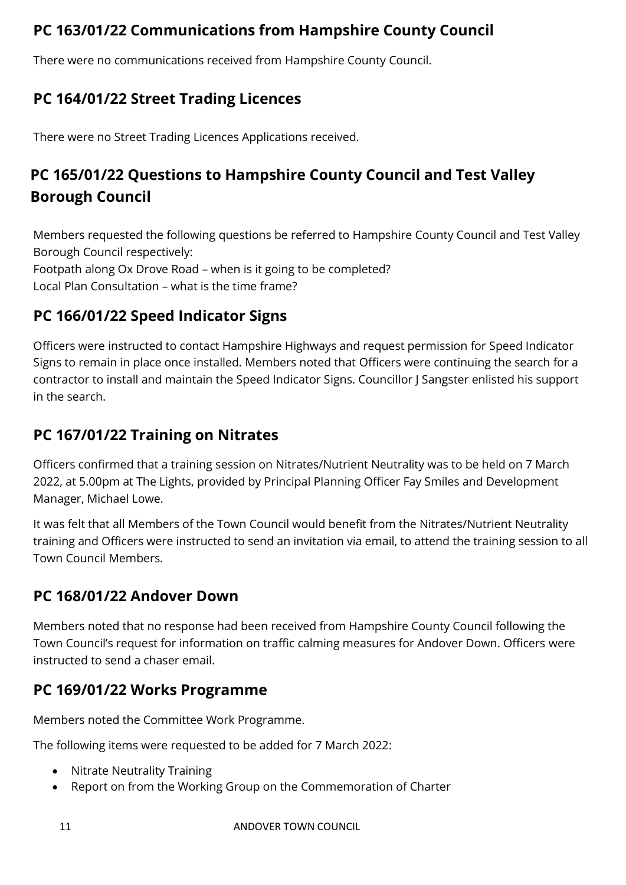## PC 163/01/22 Communications from Hampshire County Council

There were no communications received from Hampshire County Council.

## PC 164/01/22 Street Trading Licences

There were no Street Trading Licences Applications received.

## PC 165/01/22 Questions to Hampshire County Council and Test Valley Borough Council

Members requested the following questions be referred to Hampshire County Council and Test Valley Borough Council respectively:
Footpath along Ox Drove Road – when is it going to be completed?
Local Plan Consultation – what is the time frame?

## PC 166/01/22 Speed Indicator Signs

Officers were instructed to contact Hampshire Highways and request permission for Speed Indicator Signs to remain in place once installed. Members noted that Officers were continuing the search for a contractor to install and maintain the Speed Indicator Signs. Councillor J Sangster enlisted his support in the search.

## PC 167/01/22 Training on Nitrates

Officers confirmed that a training session on Nitrates/Nutrient Neutrality was to be held on 7 March 2022, at 5.00pm at The Lights, provided by Principal Planning Officer Fay Smiles and Development Manager, Michael Lowe.

It was felt that all Members of the Town Council would benefit from the Nitrates/Nutrient Neutrality training and Officers were instructed to send an invitation via email, to attend the training session to all Town Council Members.

## PC 168/01/22 Andover Down

Members noted that no response had been received from Hampshire County Council following the Town Council's request for information on traffic calming measures for Andover Down. Officers were instructed to send a chaser email.

## PC 169/01/22 Works Programme

Members noted the Committee Work Programme.

The following items were requested to be added for 7 March 2022:

- Nitrate Neutrality Training
- Report on from the Working Group on the Commemoration of Charter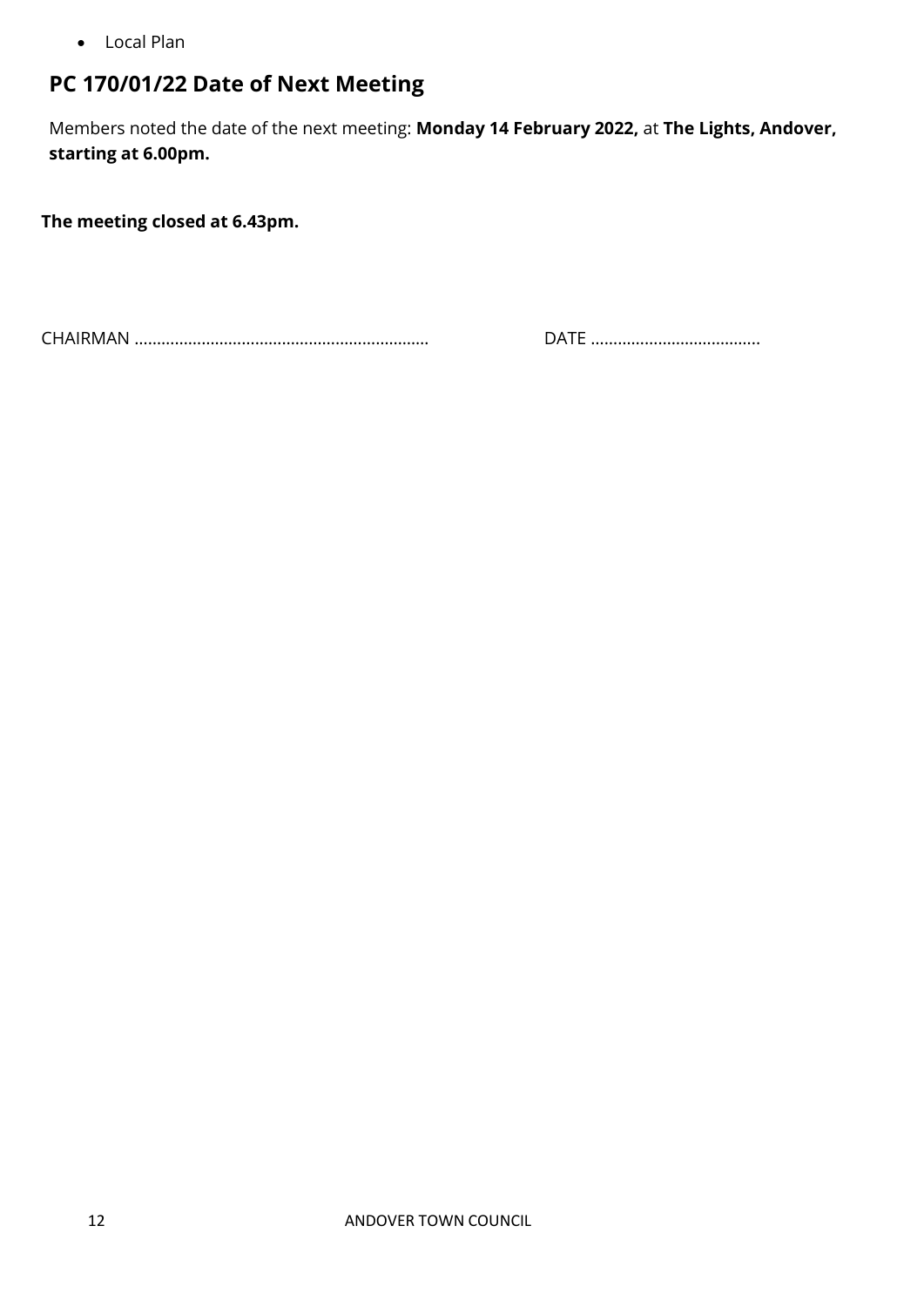- Local Plan

## PC 170/01/22 Date of Next Meeting

Members noted the date of the next meeting: **Monday 14 February 2022,** at **The Lights, Andover, starting at 6.00pm.**

**The meeting closed at 6.43pm.**

CHAIRMAN .................................................................. DATE ......................................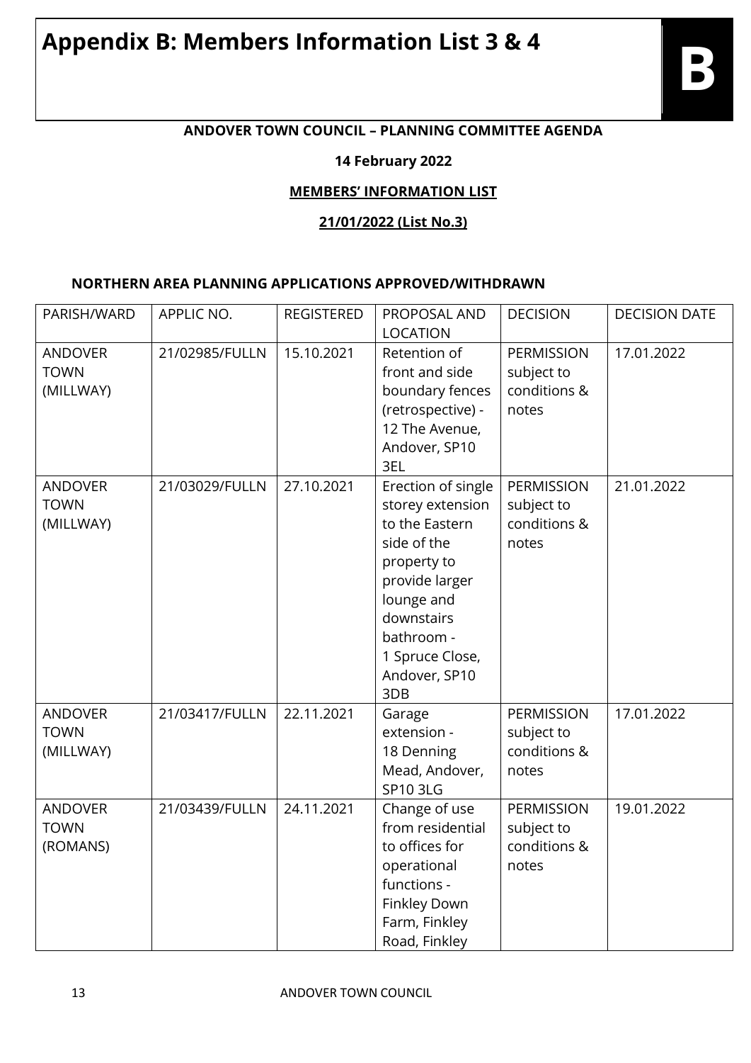# Appendix B: Members Information List 3 & 4

**B**

**ANDOVER TOWN COUNCIL – PLANNING COMMITTEE AGENDA**

**14 February 2022**

**MEMBERS' INFORMATION LIST**

**21/01/2022 (List No.3)**

**NORTHERN AREA PLANNING APPLICATIONS APPROVED/WITHDRAWN**

| PARISH/WARD | APPLIC NO. | REGISTERED | PROPOSAL AND LOCATION | DECISION | DECISION DATE |
|---|---|---|---|---|---|
| ANDOVER TOWN (MILLWAY) | 21/02985/FULLN | 15.10.2021 | Retention of front and side boundary fences (retrospective) - 12 The Avenue, Andover, SP10 3EL | PERMISSION subject to conditions & notes | 17.01.2022 |
| ANDOVER TOWN (MILLWAY) | 21/03029/FULLN | 27.10.2021 | Erection of single storey extension to the Eastern side of the property to provide larger lounge and downstairs bathroom - 1 Spruce Close, Andover, SP10 3DB | PERMISSION subject to conditions & notes | 21.01.2022 |
| ANDOVER TOWN (MILLWAY) | 21/03417/FULLN | 22.11.2021 | Garage extension - 18 Denning Mead, Andover, SP10 3LG | PERMISSION subject to conditions & notes | 17.01.2022 |
| ANDOVER TOWN (ROMANS) | 21/03439/FULLN | 24.11.2021 | Change of use from residential to offices for operational functions - Finkley Down Farm, Finkley Road, Finkley | PERMISSION subject to conditions & notes | 19.01.2022 |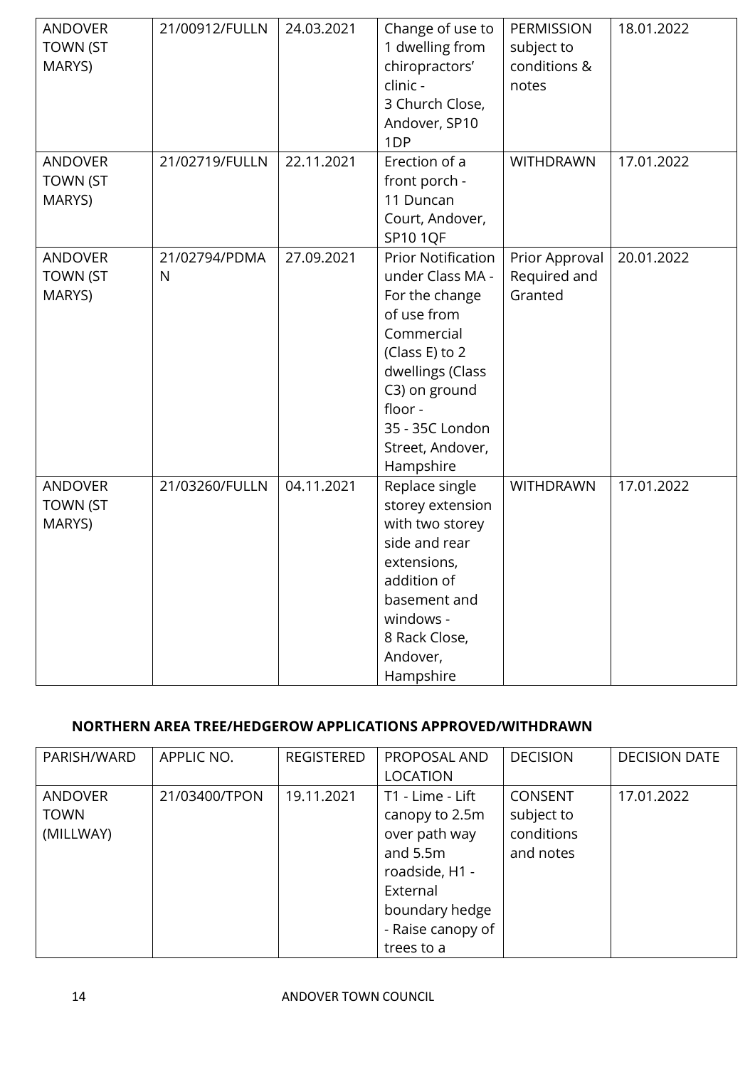| | | | | | |
|---|---|---|---|---|---|
| ANDOVER TOWN (ST MARYS) | 21/00912/FULLN | 24.03.2021 | Change of use to 1 dwelling from chiropractors' clinic - 3 Church Close, Andover, SP10 1DP | PERMISSION subject to conditions & notes | 18.01.2022 |
| ANDOVER TOWN (ST MARYS) | 21/02719/FULLN | 22.11.2021 | Erection of a front porch - 11 Duncan Court, Andover, SP10 1QF | WITHDRAWN | 17.01.2022 |
| ANDOVER TOWN (ST MARYS) | 21/02794/PDMAN | 27.09.2021 | Prior Notification under Class MA - For the change of use from Commercial (Class E) to 2 dwellings (Class C3) on ground floor - 35 - 35C London Street, Andover, Hampshire | Prior Approval Required and Granted | 20.01.2022 |
| ANDOVER TOWN (ST MARYS) | 21/03260/FULLN | 04.11.2021 | Replace single storey extension with two storey side and rear extensions, addition of basement and windows - 8 Rack Close, Andover, Hampshire | WITHDRAWN | 17.01.2022 |

**NORTHERN AREA TREE/HEDGEROW APPLICATIONS APPROVED/WITHDRAWN**

| PARISH/WARD | APPLIC NO. | REGISTERED | PROPOSAL AND LOCATION | DECISION | DECISION DATE |
|---|---|---|---|---|---|
| ANDOVER TOWN (MILLWAY) | 21/03400/TPON | 19.11.2021 | T1 - Lime - Lift canopy to 2.5m over path way and 5.5m roadside, H1 - External boundary hedge - Raise canopy of trees to a | CONSENT subject to conditions and notes | 17.01.2022 |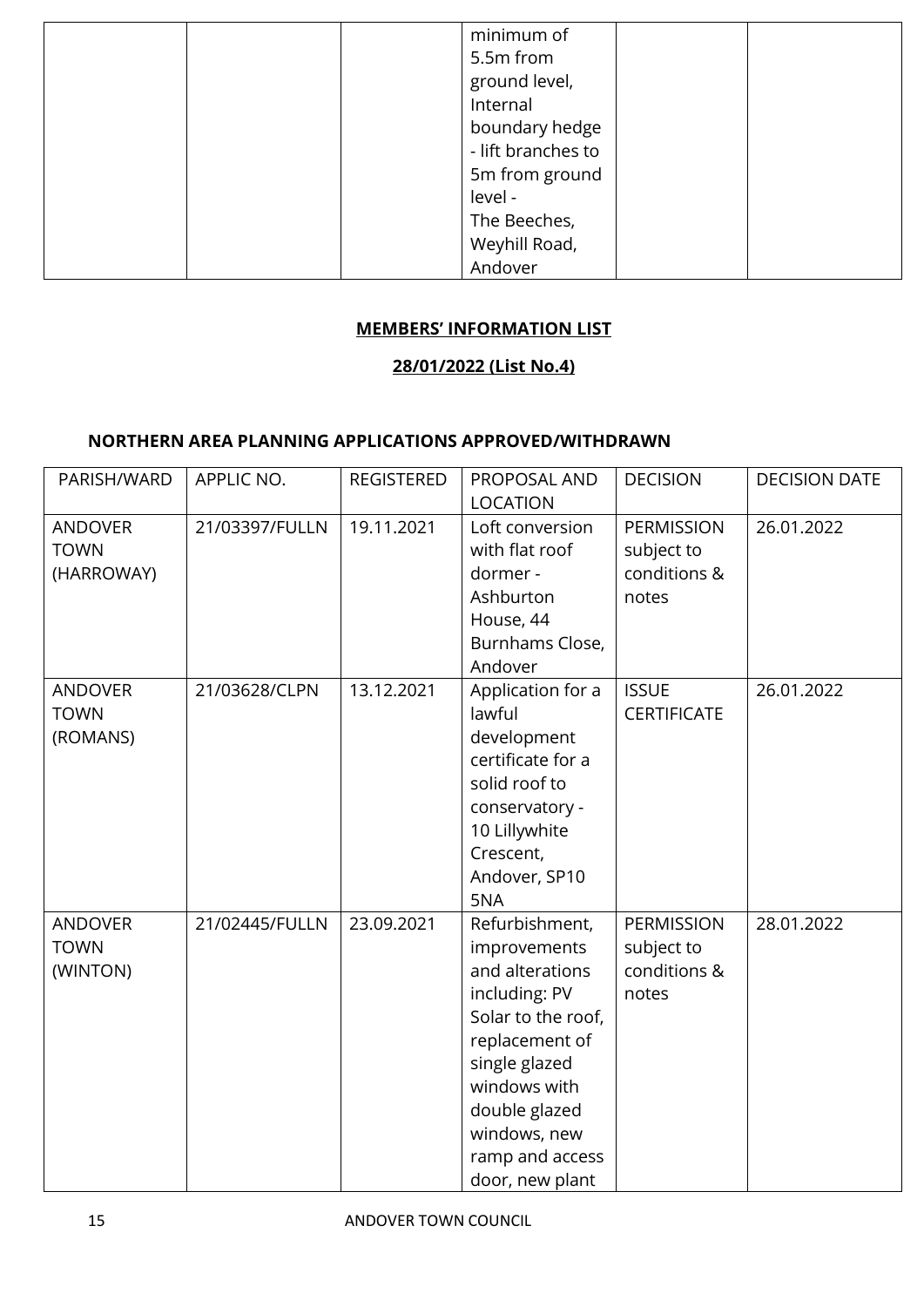| | | | minimum of 5.5m from ground level, Internal boundary hedge - lift branches to 5m from ground level - The Beeches, Weyhill Road, Andover | | |
|---|---|---|---|---|---|

**MEMBERS' INFORMATION LIST**

**28/01/2022 (List No.4)**

### NORTHERN AREA PLANNING APPLICATIONS APPROVED/WITHDRAWN

| PARISH/WARD | APPLIC NO. | REGISTERED | PROPOSAL AND LOCATION | DECISION | DECISION DATE |
|---|---|---|---|---|---|
| ANDOVER TOWN (HARROWAY) | 21/03397/FULLN | 19.11.2021 | Loft conversion with flat roof dormer - Ashburton House, 44 Burnhams Close, Andover | PERMISSION subject to conditions & notes | 26.01.2022 |
| ANDOVER TOWN (ROMANS) | 21/03628/CLPN | 13.12.2021 | Application for a lawful development certificate for a solid roof to conservatory - 10 Lillywhite Crescent, Andover, SP10 5NA | ISSUE CERTIFICATE | 26.01.2022 |
| ANDOVER TOWN (WINTON) | 21/02445/FULLN | 23.09.2021 | Refurbishment, improvements and alterations including: PV Solar to the roof, replacement of single glazed windows with double glazed windows, new ramp and access door, new plant | PERMISSION subject to conditions & notes | 28.01.2022 |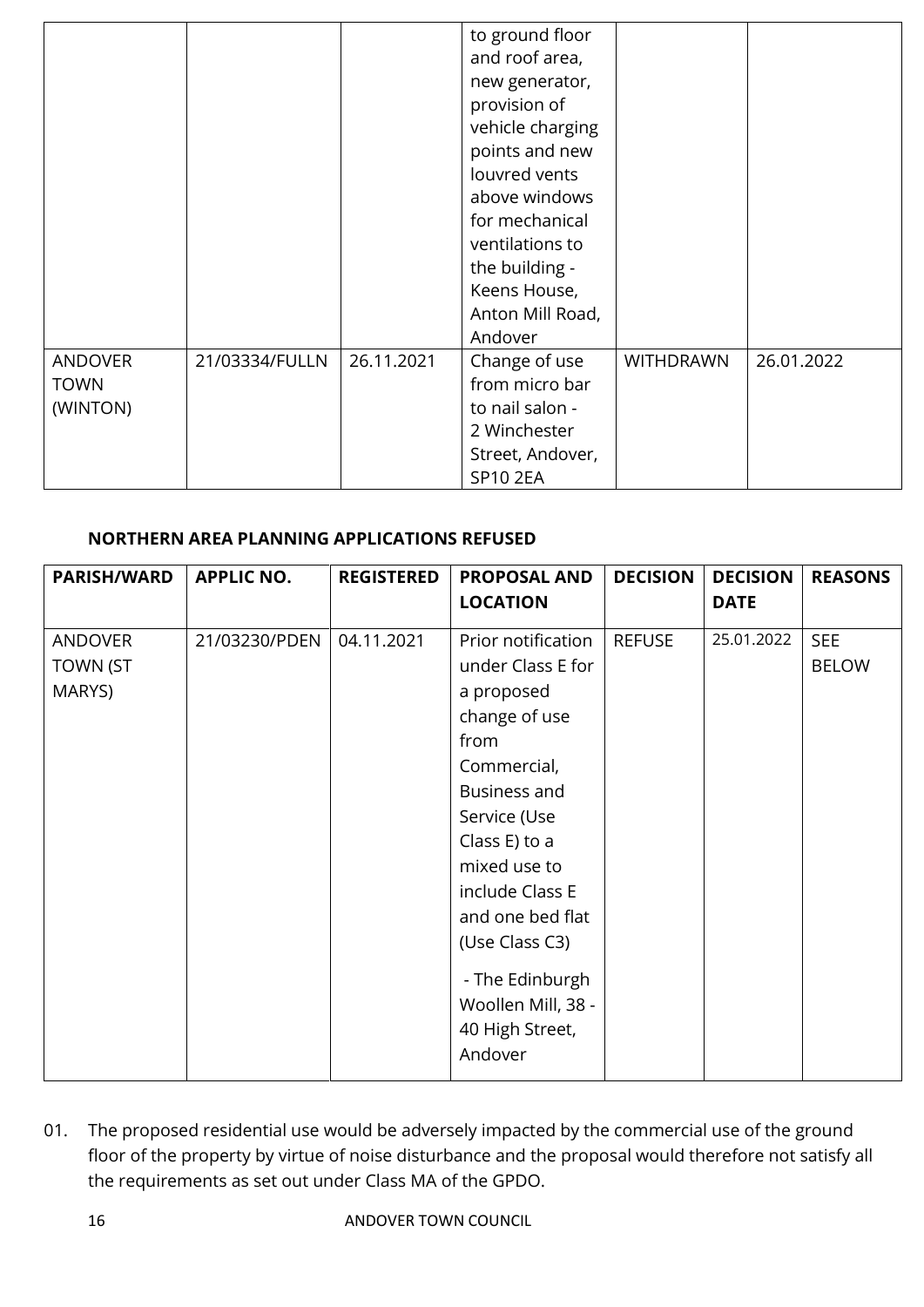| | | | to ground floor and roof area, new generator, provision of vehicle charging points and new louvred vents above windows for mechanical ventilations to the building - Keens House, Anton Mill Road, Andover | | |
|---|---|---|---|---|---|
| ANDOVER TOWN (WINTON) | 21/03334/FULLN | 26.11.2021 | Change of use from micro bar to nail salon - 2 Winchester Street, Andover, SP10 2EA | WITHDRAWN | 26.01.2022 |

**NORTHERN AREA PLANNING APPLICATIONS REFUSED**

| PARISH/WARD | APPLIC NO. | REGISTERED | PROPOSAL AND LOCATION | DECISION | DECISION DATE | REASONS |
|---|---|---|---|---|---|---|
| ANDOVER TOWN (ST MARYS) | 21/03230/PDEN | 04.11.2021 | Prior notification under Class E for a proposed change of use from Commercial, Business and Service (Use Class E) to a mixed use to include Class E and one bed flat (Use Class C3) - The Edinburgh Woollen Mill, 38 - 40 High Street, Andover | REFUSE | 25.01.2022 | SEE BELOW |

01. The proposed residential use would be adversely impacted by the commercial use of the ground floor of the property by virtue of noise disturbance and the proposal would therefore not satisfy all the requirements as set out under Class MA of the GPDO.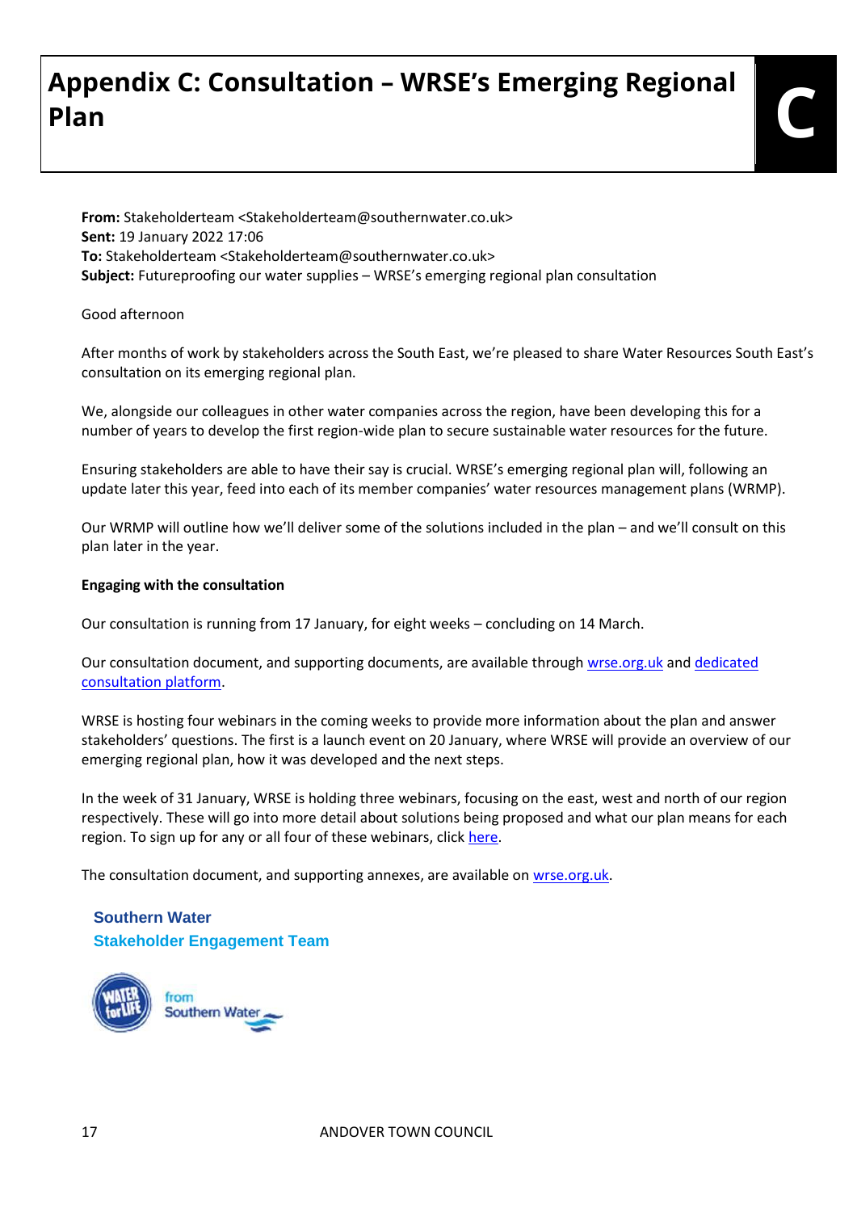# Appendix C: Consultation – WRSE's Emerging Regional Plan

**From:** Stakeholderteam <Stakeholderteam@southernwater.co.uk>
**Sent:** 19 January 2022 17:06
**To:** Stakeholderteam <Stakeholderteam@southernwater.co.uk>
**Subject:** Futureproofing our water supplies – WRSE's emerging regional plan consultation

Good afternoon

After months of work by stakeholders across the South East, we're pleased to share Water Resources South East's consultation on its emerging regional plan.

We, alongside our colleagues in other water companies across the region, have been developing this for a number of years to develop the first region-wide plan to secure sustainable water resources for the future.

Ensuring stakeholders are able to have their say is crucial. WRSE's emerging regional plan will, following an update later this year, feed into each of its member companies' water resources management plans (WRMP).

Our WRMP will outline how we'll deliver some of the solutions included in the plan – and we'll consult on this plan later in the year.

**Engaging with the consultation**

Our consultation is running from 17 January, for eight weeks – concluding on 14 March.

Our consultation document, and supporting documents, are available through wrse.org.uk and dedicated consultation platform.

WRSE is hosting four webinars in the coming weeks to provide more information about the plan and answer stakeholders' questions. The first is a launch event on 20 January, where WRSE will provide an overview of our emerging regional plan, how it was developed and the next steps.

In the week of 31 January, WRSE is holding three webinars, focusing on the east, west and north of our region respectively. These will go into more detail about solutions being proposed and what our plan means for each region. To sign up for any or all four of these webinars, click here.

The consultation document, and supporting annexes, are available on wrse.org.uk.

**Southern Water**
**Stakeholder Engagement Team**

WATER for LIFE from Southern Water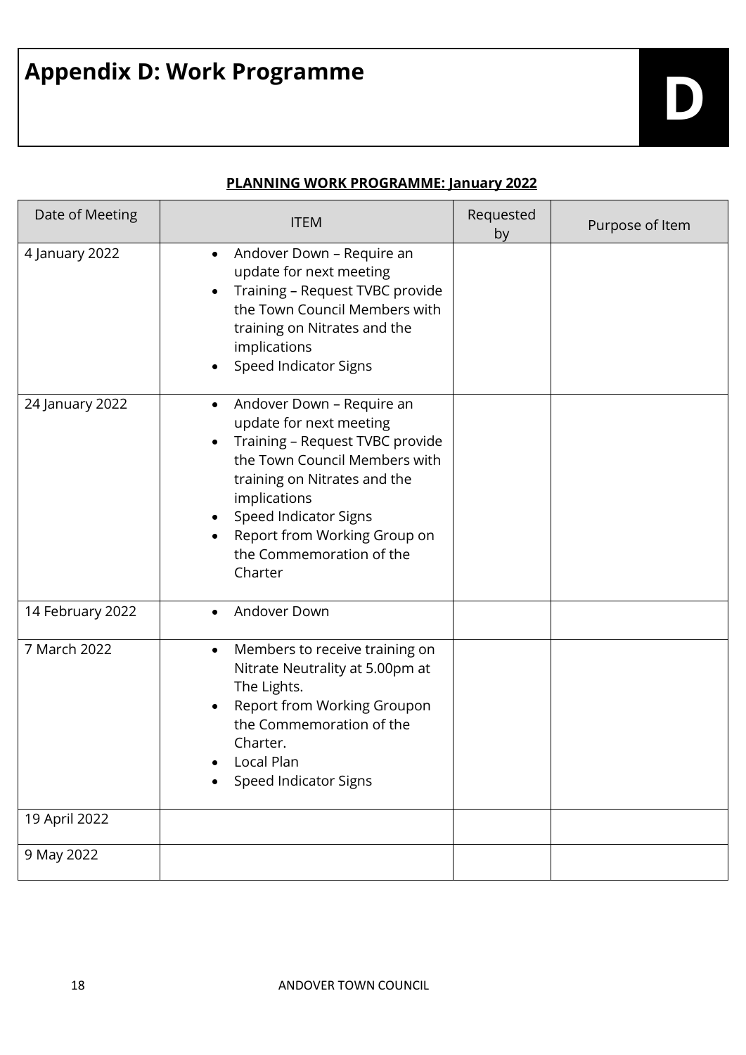# Appendix D: Work Programme

**D**

**PLANNING WORK PROGRAMME: January 2022**

| Date of Meeting | ITEM | Requested by | Purpose of Item |
|---|---|---|---|
| 4 January 2022 | • Andover Down – Require an update for next meeting<br>• Training – Request TVBC provide the Town Council Members with training on Nitrates and the implications<br>• Speed Indicator Signs | | |
| 24 January 2022 | • Andover Down – Require an update for next meeting<br>• Training – Request TVBC provide the Town Council Members with training on Nitrates and the implications<br>• Speed Indicator Signs<br>• Report from Working Group on the Commemoration of the Charter | | |
| 14 February 2022 | • Andover Down | | |
| 7 March 2022 | • Members to receive training on Nitrate Neutrality at 5.00pm at The Lights.<br>• Report from Working Groupon the Commemoration of the Charter.<br>• Local Plan<br>• Speed Indicator Signs | | |
| 19 April 2022 | | | |
| 9 May 2022 | | | |

ANDOVER TOWN COUNCIL